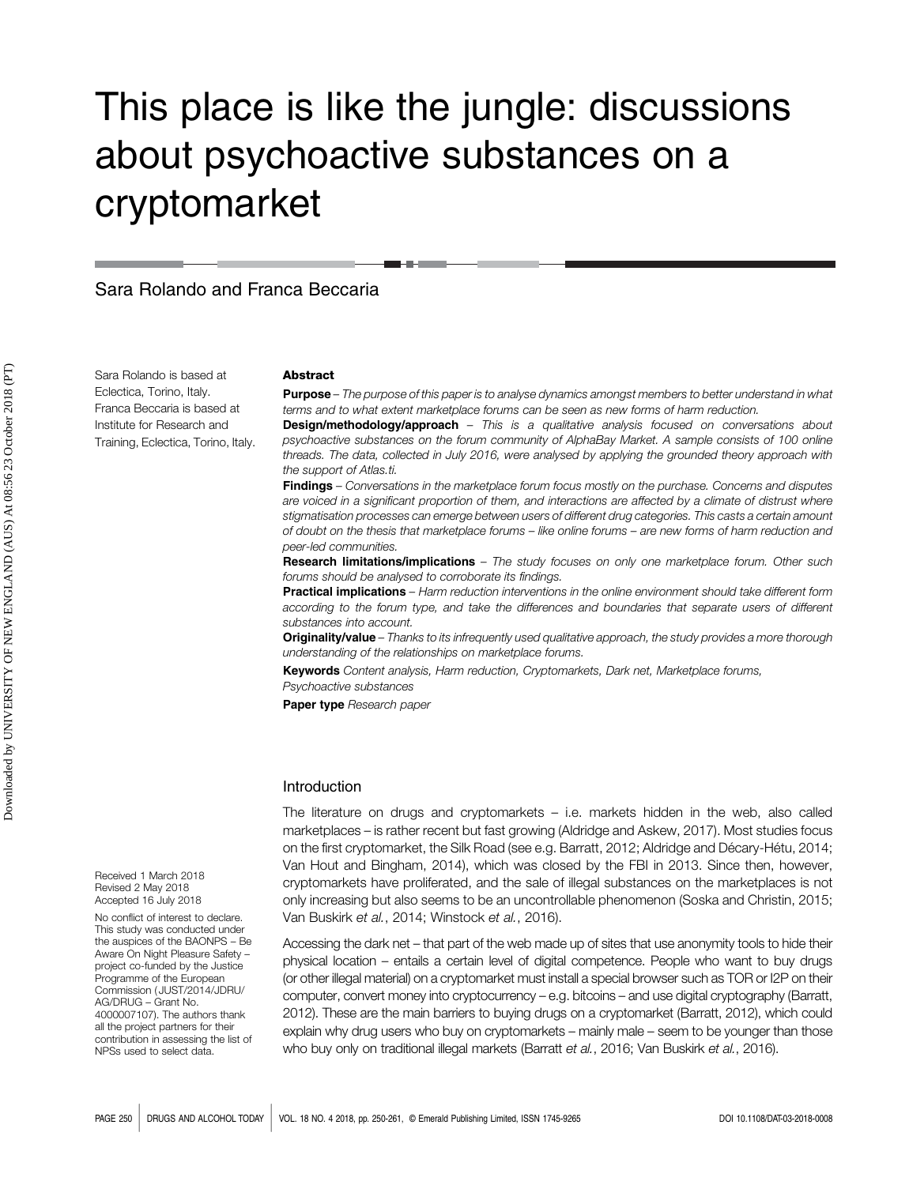# This place is like the jungle: discussions about psychoactive substances on a cryptomarket

Sara Rolando and Franca Beccaria

Sara Rolando is based at Eclectica, Torino, Italy. Franca Beccaria is based at Institute for Research and Training, Eclectica, Torino, Italy.

## Abstract

**Purpose** – *The purpose of this paper is to analyse dynamics amongst members to better understand in what terms and to what extent marketplace forums can be seen as new forms of harm reduction.*

**Design/methodology/approach** – *This is a qualitative analysis focused on conversations about psychoactive substances on the forum community of AlphaBay Market. A sample consists of 100 online threads. The data, collected in July 2016, were analysed by applying the grounded theory approach with the support of Atlas.ti.*

**Findings** – *Conversations in the marketplace forum focus mostly on the purchase. Concerns and disputes are voiced in a significant proportion of them, and interactions are affected by a climate of distrust where stigmatisation processes can emerge between users of different drug categories. This casts a certain amount of doubt on the thesis that marketplace forums – like online forums – are new forms of harm reduction and peer-led communities.*

**Research limitations/implications** – *The study focuses on only one marketplace forum. Other such forums should be analysed to corroborate its findings.*

**Practical implications** – *Harm reduction interventions in the online environment should take different form according to the forum type, and take the differences and boundaries that separate users of different substances into account.*

**Originality/value** – *Thanks to its infrequently used qualitative approach, the study provides a more thorough understanding of the relationships on marketplace forums.*

**Keywords** *Content analysis, Harm reduction, Cryptomarkets, Dark net, Marketplace forums, Psychoactive substances*

**Paper type** *Research paper*

Received 1 March 2018
Revised 2 May 2018
Accepted 16 July 2018

No conflict of interest to declare. This study was conducted under the auspices of the BAONPS – Be Aware On Night Pleasure Safety – project co-funded by the Justice Programme of the European Commission (JUST/2014/JDRU/AG/DRUG – Grant No. 4000007107). The authors thank all the project partners for their contribution in assessing the list of NPSs used to select data.

## Introduction

The literature on drugs and cryptomarkets – i.e. markets hidden in the web, also called marketplaces – is rather recent but fast growing (Aldridge and Askew, 2017). Most studies focus on the first cryptomarket, the Silk Road (see e.g. Barratt, 2012; Aldridge and Décary-Hétu, 2014; Van Hout and Bingham, 2014), which was closed by the FBI in 2013. Since then, however, cryptomarkets have proliferated, and the sale of illegal substances on the marketplaces is not only increasing but also seems to be an uncontrollable phenomenon (Soska and Christin, 2015; Van Buskirk *et al.*, 2014; Winstock *et al.*, 2016).

Accessing the dark net – that part of the web made up of sites that use anonymity tools to hide their physical location – entails a certain level of digital competence. People who want to buy drugs (or other illegal material) on a cryptomarket must install a special browser such as TOR or I2P on their computer, convert money into cryptocurrency – e.g. bitcoins – and use digital cryptography (Barratt, 2012). These are the main barriers to buying drugs on a cryptomarket (Barratt, 2012), which could explain why drug users who buy on cryptomarkets – mainly male – seem to be younger than those who buy only on traditional illegal markets (Barratt *et al.*, 2016; Van Buskirk *et al.*, 2016).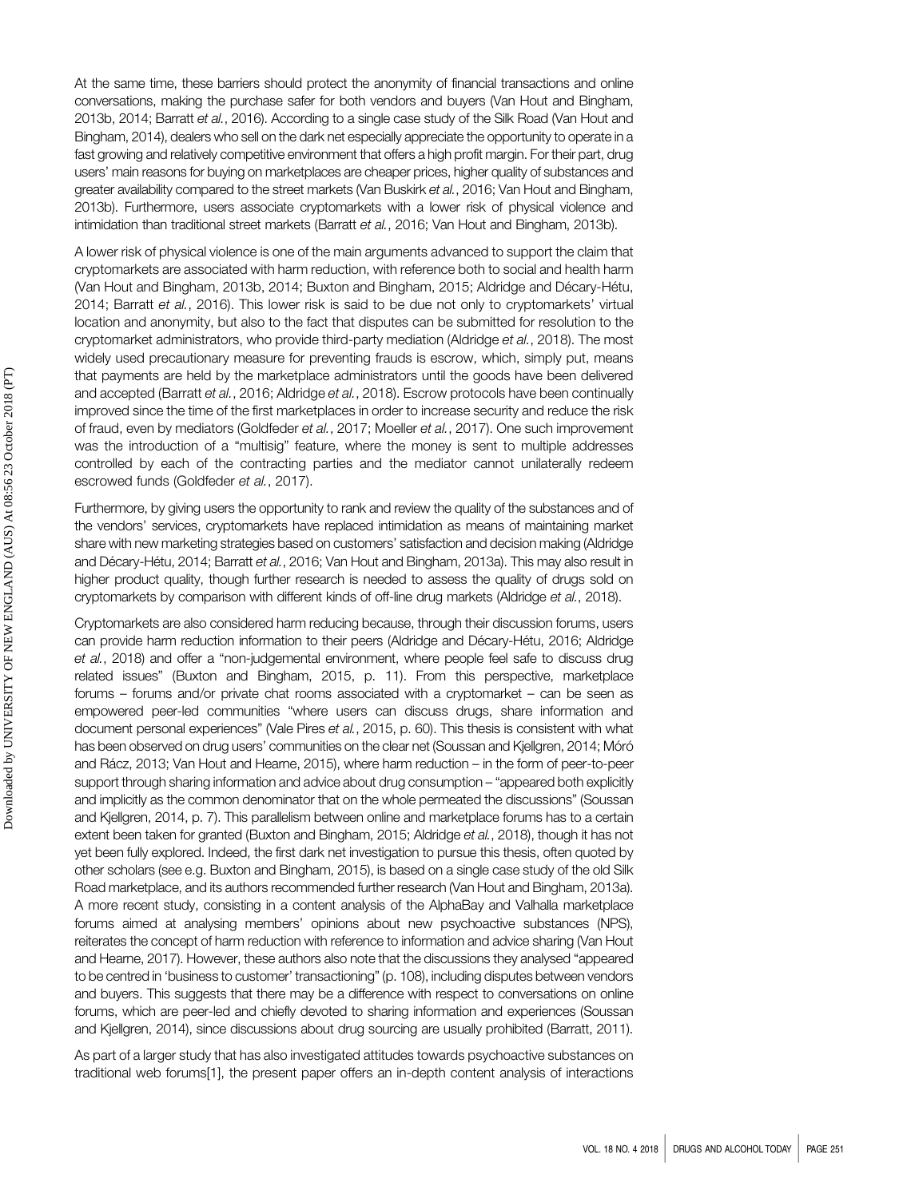At the same time, these barriers should protect the anonymity of financial transactions and online conversations, making the purchase safer for both vendors and buyers (Van Hout and Bingham, 2013b, 2014; Barratt *et al.*, 2016). According to a single case study of the Silk Road (Van Hout and Bingham, 2014), dealers who sell on the dark net especially appreciate the opportunity to operate in a fast growing and relatively competitive environment that offers a high profit margin. For their part, drug users' main reasons for buying on marketplaces are cheaper prices, higher quality of substances and greater availability compared to the street markets (Van Buskirk *et al.*, 2016; Van Hout and Bingham, 2013b). Furthermore, users associate cryptomarkets with a lower risk of physical violence and intimidation than traditional street markets (Barratt *et al.*, 2016; Van Hout and Bingham, 2013b).

A lower risk of physical violence is one of the main arguments advanced to support the claim that cryptomarkets are associated with harm reduction, with reference both to social and health harm (Van Hout and Bingham, 2013b, 2014; Buxton and Bingham, 2015; Aldridge and Décary-Hétu, 2014; Barratt *et al.*, 2016). This lower risk is said to be due not only to cryptomarkets' virtual location and anonymity, but also to the fact that disputes can be submitted for resolution to the cryptomarket administrators, who provide third-party mediation (Aldridge *et al.*, 2018). The most widely used precautionary measure for preventing frauds is escrow, which, simply put, means that payments are held by the marketplace administrators until the goods have been delivered and accepted (Barratt *et al.*, 2016; Aldridge *et al.*, 2018). Escrow protocols have been continually improved since the time of the first marketplaces in order to increase security and reduce the risk of fraud, even by mediators (Goldfeder *et al.*, 2017; Moeller *et al.*, 2017). One such improvement was the introduction of a "multisig" feature, where the money is sent to multiple addresses controlled by each of the contracting parties and the mediator cannot unilaterally redeem escrowed funds (Goldfeder *et al.*, 2017).

Furthermore, by giving users the opportunity to rank and review the quality of the substances and of the vendors' services, cryptomarkets have replaced intimidation as means of maintaining market share with new marketing strategies based on customers' satisfaction and decision making (Aldridge and Décary-Hétu, 2014; Barratt *et al.*, 2016; Van Hout and Bingham, 2013a). This may also result in higher product quality, though further research is needed to assess the quality of drugs sold on cryptomarkets by comparison with different kinds of off-line drug markets (Aldridge *et al.*, 2018).

Cryptomarkets are also considered harm reducing because, through their discussion forums, users can provide harm reduction information to their peers (Aldridge and Décary-Hétu, 2016; Aldridge *et al.*, 2018) and offer a "non-judgemental environment, where people feel safe to discuss drug related issues" (Buxton and Bingham, 2015, p. 11). From this perspective, marketplace forums – forums and/or private chat rooms associated with a cryptomarket – can be seen as empowered peer-led communities "where users can discuss drugs, share information and document personal experiences" (Vale Pires *et al.*, 2015, p. 60). This thesis is consistent with what has been observed on drug users' communities on the clear net (Soussan and Kjellgren, 2014; Móró and Rácz, 2013; Van Hout and Hearne, 2015), where harm reduction – in the form of peer-to-peer support through sharing information and advice about drug consumption – "appeared both explicitly and implicitly as the common denominator that on the whole permeated the discussions" (Soussan and Kjellgren, 2014, p. 7). This parallelism between online and marketplace forums has to a certain extent been taken for granted (Buxton and Bingham, 2015; Aldridge *et al.*, 2018), though it has not yet been fully explored. Indeed, the first dark net investigation to pursue this thesis, often quoted by other scholars (see e.g. Buxton and Bingham, 2015), is based on a single case study of the old Silk Road marketplace, and its authors recommended further research (Van Hout and Bingham, 2013a). A more recent study, consisting in a content analysis of the AlphaBay and Valhalla marketplace forums aimed at analysing members' opinions about new psychoactive substances (NPS), reiterates the concept of harm reduction with reference to information and advice sharing (Van Hout and Hearne, 2017). However, these authors also note that the discussions they analysed "appeared to be centred in 'business to customer' transactioning" (p. 108), including disputes between vendors and buyers. This suggests that there may be a difference with respect to conversations on online forums, which are peer-led and chiefly devoted to sharing information and experiences (Soussan and Kjellgren, 2014), since discussions about drug sourcing are usually prohibited (Barratt, 2011).

As part of a larger study that has also investigated attitudes towards psychoactive substances on traditional web forums[1], the present paper offers an in-depth content analysis of interactions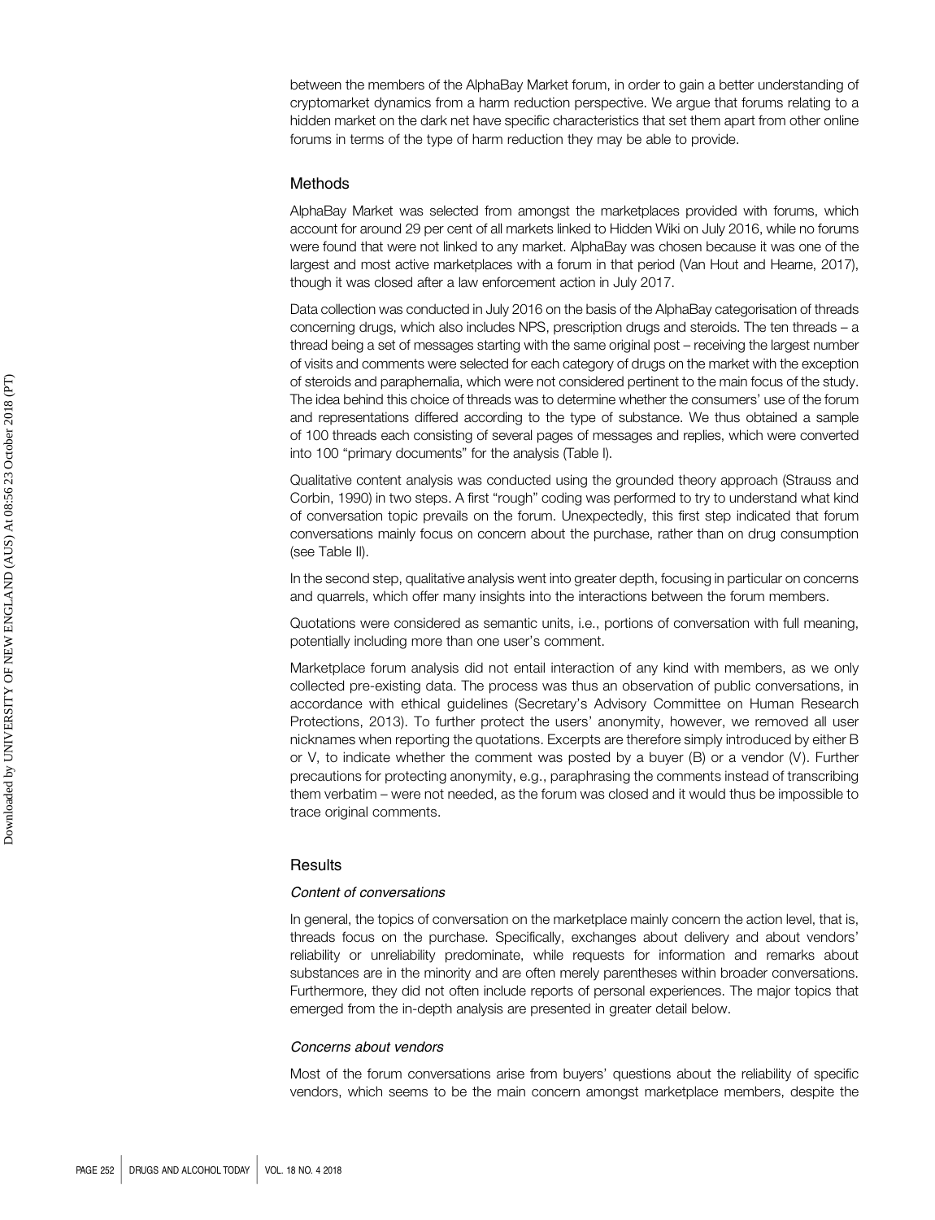between the members of the AlphaBay Market forum, in order to gain a better understanding of cryptomarket dynamics from a harm reduction perspective. We argue that forums relating to a hidden market on the dark net have specific characteristics that set them apart from other online forums in terms of the type of harm reduction they may be able to provide.

## Methods

AlphaBay Market was selected from amongst the marketplaces provided with forums, which account for around 29 per cent of all markets linked to Hidden Wiki on July 2016, while no forums were found that were not linked to any market. AlphaBay was chosen because it was one of the largest and most active marketplaces with a forum in that period (Van Hout and Hearne, 2017), though it was closed after a law enforcement action in July 2017.

Data collection was conducted in July 2016 on the basis of the AlphaBay categorisation of threads concerning drugs, which also includes NPS, prescription drugs and steroids. The ten threads – a thread being a set of messages starting with the same original post – receiving the largest number of visits and comments were selected for each category of drugs on the market with the exception of steroids and paraphernalia, which were not considered pertinent to the main focus of the study. The idea behind this choice of threads was to determine whether the consumers' use of the forum and representations differed according to the type of substance. We thus obtained a sample of 100 threads each consisting of several pages of messages and replies, which were converted into 100 "primary documents" for the analysis (Table I).

Qualitative content analysis was conducted using the grounded theory approach (Strauss and Corbin, 1990) in two steps. A first "rough" coding was performed to try to understand what kind of conversation topic prevails on the forum. Unexpectedly, this first step indicated that forum conversations mainly focus on concern about the purchase, rather than on drug consumption (see Table II).

In the second step, qualitative analysis went into greater depth, focusing in particular on concerns and quarrels, which offer many insights into the interactions between the forum members.

Quotations were considered as semantic units, i.e., portions of conversation with full meaning, potentially including more than one user's comment.

Marketplace forum analysis did not entail interaction of any kind with members, as we only collected pre-existing data. The process was thus an observation of public conversations, in accordance with ethical guidelines (Secretary's Advisory Committee on Human Research Protections, 2013). To further protect the users' anonymity, however, we removed all user nicknames when reporting the quotations. Excerpts are therefore simply introduced by either B or V, to indicate whether the comment was posted by a buyer (B) or a vendor (V). Further precautions for protecting anonymity, e.g., paraphrasing the comments instead of transcribing them verbatim – were not needed, as the forum was closed and it would thus be impossible to trace original comments.

## Results

### *Content of conversations*

In general, the topics of conversation on the marketplace mainly concern the action level, that is, threads focus on the purchase. Specifically, exchanges about delivery and about vendors' reliability or unreliability predominate, while requests for information and remarks about substances are in the minority and are often merely parentheses within broader conversations. Furthermore, they did not often include reports of personal experiences. The major topics that emerged from the in-depth analysis are presented in greater detail below.

### *Concerns about vendors*

Most of the forum conversations arise from buyers' questions about the reliability of specific vendors, which seems to be the main concern amongst marketplace members, despite the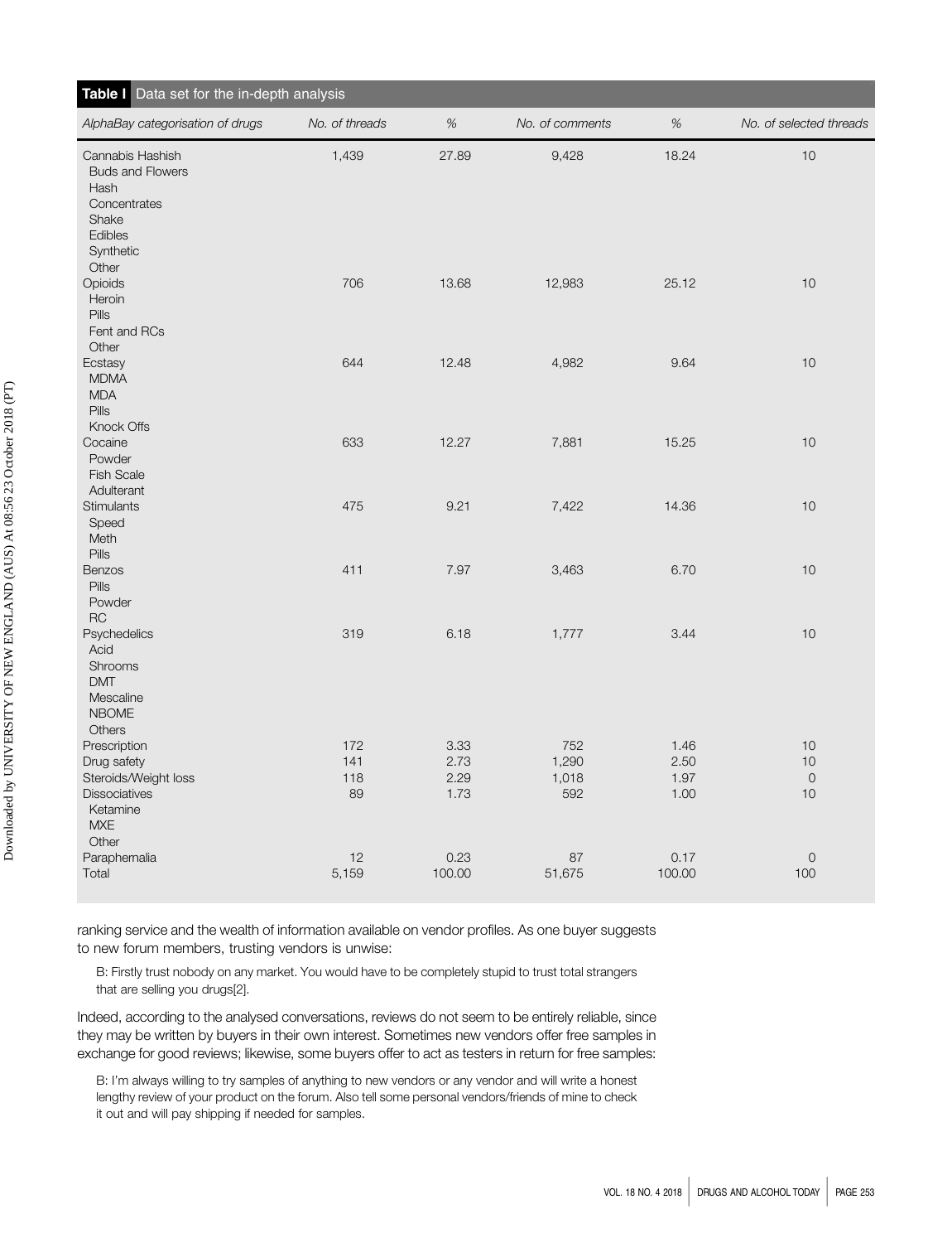**Table I** Data set for the in-depth analysis

| AlphaBay categorisation of drugs | No. of threads | % | No. of comments | % | No. of selected threads |
|---|---|---|---|---|---|
| Cannabis Hashish | 1,439 | 27.89 | 9,428 | 18.24 | 10 |
| Buds and Flowers | | | | | |
| Hash | | | | | |
| Concentrates | | | | | |
| Shake | | | | | |
| Edibles | | | | | |
| Synthetic | | | | | |
| Other | | | | | |
| Opioids | 706 | 13.68 | 12,983 | 25.12 | 10 |
| Heroin | | | | | |
| Pills | | | | | |
| Fent and RCs | | | | | |
| Other | | | | | |
| Ecstasy | 644 | 12.48 | 4,982 | 9.64 | 10 |
| MDMA | | | | | |
| MDA | | | | | |
| Pills | | | | | |
| Knock Offs | | | | | |
| Cocaine | 633 | 12.27 | 7,881 | 15.25 | 10 |
| Powder | | | | | |
| Fish Scale | | | | | |
| Adulterant | | | | | |
| Stimulants | 475 | 9.21 | 7,422 | 14.36 | 10 |
| Speed | | | | | |
| Meth | | | | | |
| Pills | | | | | |
| Benzos | 411 | 7.97 | 3,463 | 6.70 | 10 |
| Pills | | | | | |
| Powder | | | | | |
| RC | | | | | |
| Psychedelics | 319 | 6.18 | 1,777 | 3.44 | 10 |
| Acid | | | | | |
| Shrooms | | | | | |
| DMT | | | | | |
| Mescaline | | | | | |
| NBOME | | | | | |
| Others | | | | | |
| Prescription | 172 | 3.33 | 752 | 1.46 | 10 |
| Drug safety | 141 | 2.73 | 1,290 | 2.50 | 10 |
| Steroids/Weight loss | 118 | 2.29 | 1,018 | 1.97 | 0 |
| Dissociatives | 89 | 1.73 | 592 | 1.00 | 10 |
| Ketamine | | | | | |
| MXE | | | | | |
| Other | | | | | |
| Paraphernalia | 12 | 0.23 | 87 | 0.17 | 0 |
| Total | 5,159 | 100.00 | 51,675 | 100.00 | 100 |

ranking service and the wealth of information available on vendor profiles. As one buyer suggests to new forum members, trusting vendors is unwise:

> B: Firstly trust nobody on any market. You would have to be completely stupid to trust total strangers that are selling you drugs[2].

Indeed, according to the analysed conversations, reviews do not seem to be entirely reliable, since they may be written by buyers in their own interest. Sometimes new vendors offer free samples in exchange for good reviews; likewise, some buyers offer to act as testers in return for free samples:

> B: I'm always willing to try samples of anything to new vendors or any vendor and will write a honest lengthy review of your product on the forum. Also tell some personal vendors/friends of mine to check it out and will pay shipping if needed for samples.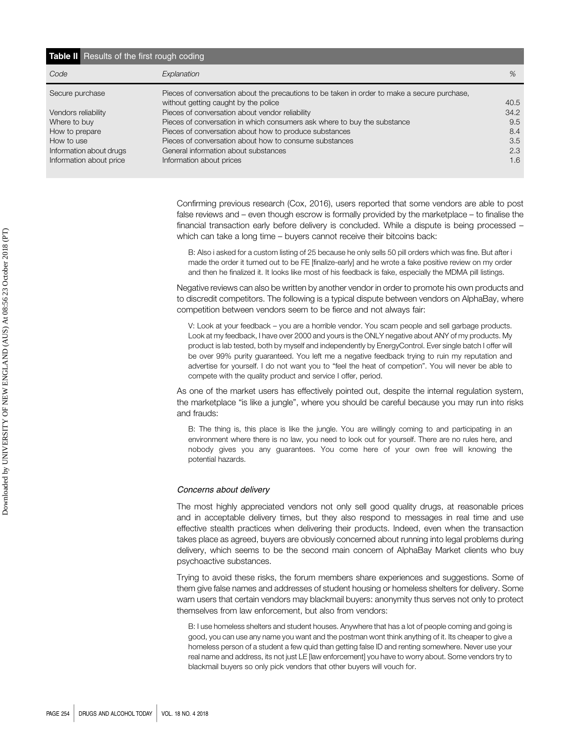**Table II** Results of the first rough coding

| Code | Explanation | % |
|---|---|---|
| Secure purchase | Pieces of conversation about the precautions to be taken in order to make a secure purchase, without getting caught by the police | 40.5 |
| Vendors reliability | Pieces of conversation about vendor reliability | 34.2 |
| Where to buy | Pieces of conversation in which consumers ask where to buy the substance | 9.5 |
| How to prepare | Pieces of conversation about how to produce substances | 8.4 |
| How to use | Pieces of conversation about how to consume substances | 3.5 |
| Information about drugs | General information about substances | 2.3 |
| Information about price | Information about prices | 1.6 |

Confirming previous research (Cox, 2016), users reported that some vendors are able to post false reviews and – even though escrow is formally provided by the marketplace – to finalise the financial transaction early before delivery is concluded. While a dispute is being processed – which can take a long time – buyers cannot receive their bitcoins back:

> B: Also i asked for a custom listing of 25 because he only sells 50 pill orders which was fine. But after i made the order it turned out to be FE [finalize-early] and he wrote a fake positive review on my order and then he finalized it. It looks like most of his feedback is fake, especially the MDMA pill listings.

Negative reviews can also be written by another vendor in order to promote his own products and to discredit competitors. The following is a typical dispute between vendors on AlphaBay, where competition between vendors seem to be fierce and not always fair:

> V: Look at your feedback – you are a horrible vendor. You scam people and sell garbage products. Look at my feedback, I have over 2000 and yours is the ONLY negative about ANY of my products. My product is lab tested, both by myself and independently by EnergyControl. Ever single batch I offer will be over 99% purity guaranteed. You left me a negative feedback trying to ruin my reputation and advertise for yourself. I do not want you to "feel the heat of competion". You will never be able to compete with the quality product and service I offer, period.

As one of the market users has effectively pointed out, despite the internal regulation system, the marketplace "is like a jungle", where you should be careful because you may run into risks and frauds:

> B: The thing is, this place is like the jungle. You are willingly coming to and participating in an environment where there is no law, you need to look out for yourself. There are no rules here, and nobody gives you any guarantees. You come here of your own free will knowing the potential hazards.

### *Concerns about delivery*

The most highly appreciated vendors not only sell good quality drugs, at reasonable prices and in acceptable delivery times, but they also respond to messages in real time and use effective stealth practices when delivering their products. Indeed, even when the transaction takes place as agreed, buyers are obviously concerned about running into legal problems during delivery, which seems to be the second main concern of AlphaBay Market clients who buy psychoactive substances.

Trying to avoid these risks, the forum members share experiences and suggestions. Some of them give false names and addresses of student housing or homeless shelters for delivery. Some warn users that certain vendors may blackmail buyers: anonymity thus serves not only to protect themselves from law enforcement, but also from vendors:

> B: I use homeless shelters and student houses. Anywhere that has a lot of people coming and going is good, you can use any name you want and the postman wont think anything of it. Its cheaper to give a homeless person of a student a few quid than getting false ID and renting somewhere. Never use your real name and address, its not just LE [law enforcement] you have to worry about. Some vendors try to blackmail buyers so only pick vendors that other buyers will vouch for.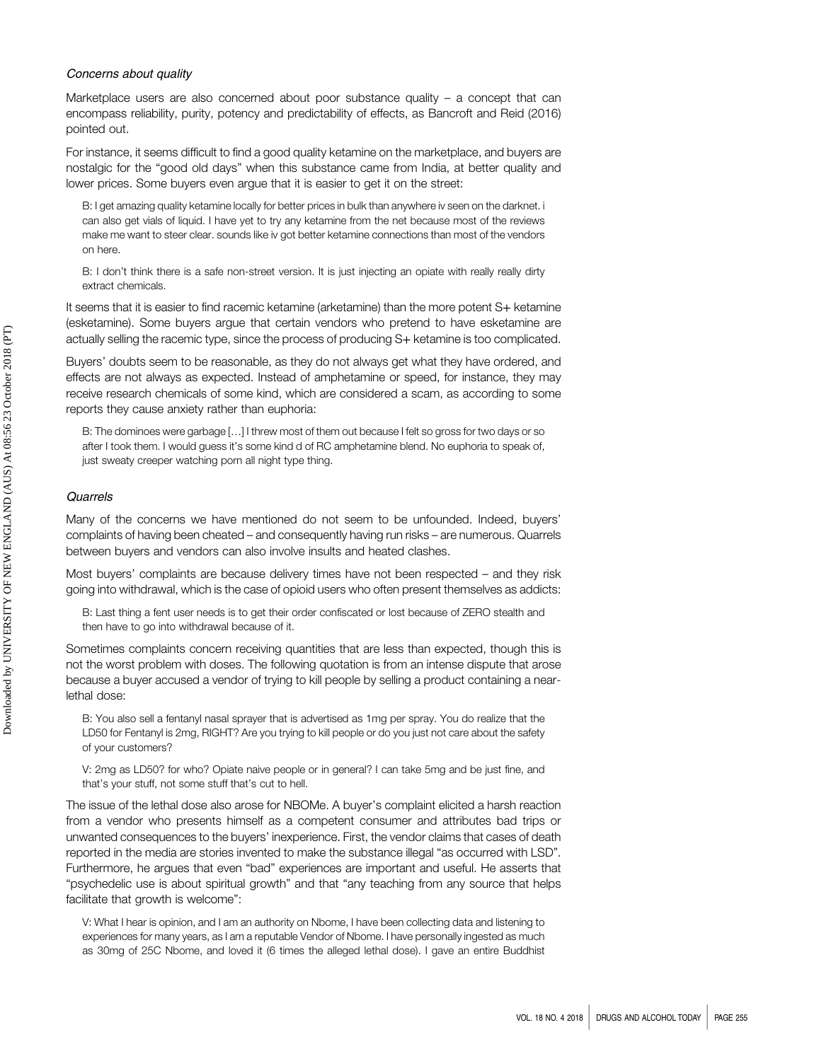### *Concerns about quality*

Marketplace users are also concerned about poor substance quality – a concept that can encompass reliability, purity, potency and predictability of effects, as Bancroft and Reid (2016) pointed out.

For instance, it seems difficult to find a good quality ketamine on the marketplace, and buyers are nostalgic for the "good old days" when this substance came from India, at better quality and lower prices. Some buyers even argue that it is easier to get it on the street:

> B: I get amazing quality ketamine locally for better prices in bulk than anywhere iv seen on the darknet. i can also get vials of liquid. I have yet to try any ketamine from the net because most of the reviews make me want to steer clear. sounds like iv got better ketamine connections than most of the vendors on here.

> B: I don't think there is a safe non-street version. It is just injecting an opiate with really really dirty extract chemicals.

It seems that it is easier to find racemic ketamine (arketamine) than the more potent S+ ketamine (esketamine). Some buyers argue that certain vendors who pretend to have esketamine are actually selling the racemic type, since the process of producing S+ ketamine is too complicated.

Buyers' doubts seem to be reasonable, as they do not always get what they have ordered, and effects are not always as expected. Instead of amphetamine or speed, for instance, they may receive research chemicals of some kind, which are considered a scam, as according to some reports they cause anxiety rather than euphoria:

> B: The dominoes were garbage […] I threw most of them out because I felt so gross for two days or so after I took them. I would guess it's some kind d of RC amphetamine blend. No euphoria to speak of, just sweaty creeper watching porn all night type thing.

### *Quarrels*

Many of the concerns we have mentioned do not seem to be unfounded. Indeed, buyers' complaints of having been cheated – and consequently having run risks – are numerous. Quarrels between buyers and vendors can also involve insults and heated clashes.

Most buyers' complaints are because delivery times have not been respected – and they risk going into withdrawal, which is the case of opioid users who often present themselves as addicts:

> B: Last thing a fent user needs is to get their order confiscated or lost because of ZERO stealth and then have to go into withdrawal because of it.

Sometimes complaints concern receiving quantities that are less than expected, though this is not the worst problem with doses. The following quotation is from an intense dispute that arose because a buyer accused a vendor of trying to kill people by selling a product containing a near-lethal dose:

> B: You also sell a fentanyl nasal sprayer that is advertised as 1mg per spray. You do realize that the LD50 for Fentanyl is 2mg, RIGHT? Are you trying to kill people or do you just not care about the safety of your customers?

> V: 2mg as LD50? for who? Opiate naive people or in general? I can take 5mg and be just fine, and that's your stuff, not some stuff that's cut to hell.

The issue of the lethal dose also arose for NBOMe. A buyer's complaint elicited a harsh reaction from a vendor who presents himself as a competent consumer and attributes bad trips or unwanted consequences to the buyers' inexperience. First, the vendor claims that cases of death reported in the media are stories invented to make the substance illegal "as occurred with LSD". Furthermore, he argues that even "bad" experiences are important and useful. He asserts that "psychedelic use is about spiritual growth" and that "any teaching from any source that helps facilitate that growth is welcome":

> V: What I hear is opinion, and I am an authority on Nbome, I have been collecting data and listening to experiences for many years, as I am a reputable Vendor of Nbome. I have personally ingested as much as 30mg of 25C Nbome, and loved it (6 times the alleged lethal dose). I gave an entire Buddhist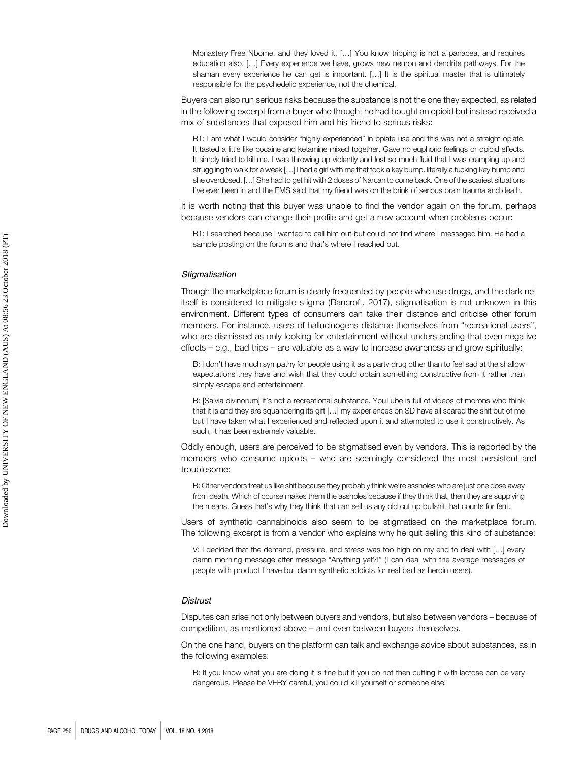Monastery Free Nbome, and they loved it. […] You know tripping is not a panacea, and requires education also. […] Every experience we have, grows new neuron and dendrite pathways. For the shaman every experience he can get is important. […] It is the spiritual master that is ultimately responsible for the psychedelic experience, not the chemical.

Buyers can also run serious risks because the substance is not the one they expected, as related in the following excerpt from a buyer who thought he had bought an opioid but instead received a mix of substances that exposed him and his friend to serious risks:

> B1: I am what I would consider "highly experienced" in opiate use and this was not a straight opiate. It tasted a little like cocaine and ketamine mixed together. Gave no euphoric feelings or opioid effects. It simply tried to kill me. I was throwing up violently and lost so much fluid that I was cramping up and struggling to walk for a week […] I had a girl with me that took a key bump. literally a fucking key bump and she overdosed. […] She had to get hit with 2 doses of Narcan to come back. One of the scariest situations I've ever been in and the EMS said that my friend was on the brink of serious brain trauma and death.

It is worth noting that this buyer was unable to find the vendor again on the forum, perhaps because vendors can change their profile and get a new account when problems occur:

> B1: I searched because I wanted to call him out but could not find where I messaged him. He had a sample posting on the forums and that's where I reached out.

### *Stigmatisation*

Though the marketplace forum is clearly frequented by people who use drugs, and the dark net itself is considered to mitigate stigma (Bancroft, 2017), stigmatisation is not unknown in this environment. Different types of consumers can take their distance and criticise other forum members. For instance, users of hallucinogens distance themselves from "recreational users", who are dismissed as only looking for entertainment without understanding that even negative effects – e.g., bad trips – are valuable as a way to increase awareness and grow spiritually:

> B: I don't have much sympathy for people using it as a party drug other than to feel sad at the shallow expectations they have and wish that they could obtain something constructive from it rather than simply escape and entertainment.

> B: [Salvia divinorum] it's not a recreational substance. YouTube is full of videos of morons who think that it is and they are squandering its gift […] my experiences on SD have all scared the shit out of me but I have taken what I experienced and reflected upon it and attempted to use it constructively. As such, it has been extremely valuable.

Oddly enough, users are perceived to be stigmatised even by vendors. This is reported by the members who consume opioids – who are seemingly considered the most persistent and troublesome:

> B: Other vendors treat us like shit because they probably think we're assholes who are just one dose away from death. Which of course makes them the assholes because if they think that, then they are supplying the means. Guess that's why they think that can sell us any old cut up bullshit that counts for fent.

Users of synthetic cannabinoids also seem to be stigmatised on the marketplace forum. The following excerpt is from a vendor who explains why he quit selling this kind of substance:

> V: I decided that the demand, pressure, and stress was too high on my end to deal with […] every damn morning message after message "Anything yet?!" (I can deal with the average messages of people with product I have but damn synthetic addicts for real bad as heroin users).

### *Distrust*

Disputes can arise not only between buyers and vendors, but also between vendors – because of competition, as mentioned above – and even between buyers themselves.

On the one hand, buyers on the platform can talk and exchange advice about substances, as in the following examples:

> B: If you know what you are doing it is fine but if you do not then cutting it with lactose can be very dangerous. Please be VERY careful, you could kill yourself or someone else!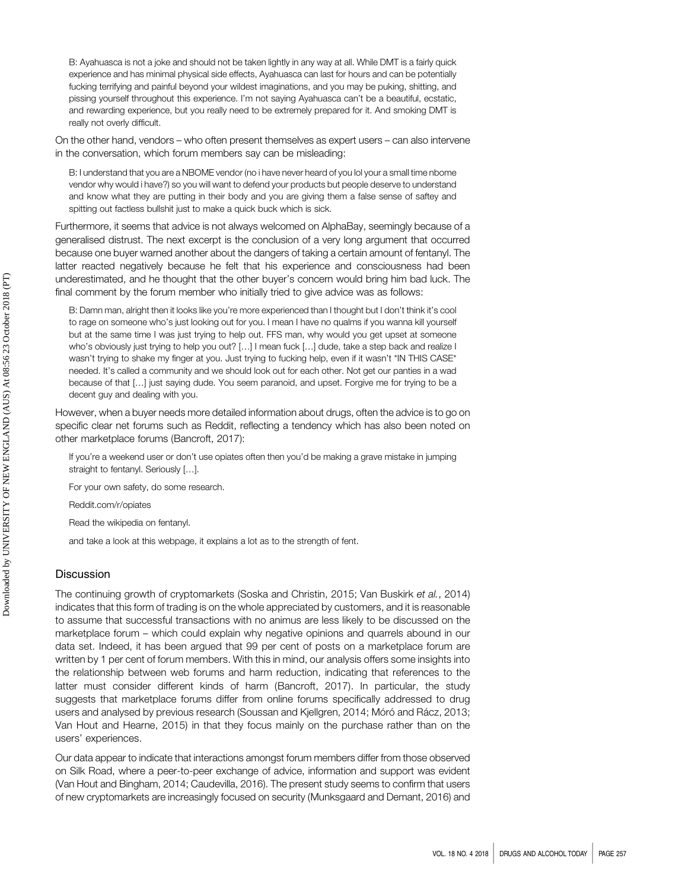B: Ayahuasca is not a joke and should not be taken lightly in any way at all. While DMT is a fairly quick experience and has minimal physical side effects, Ayahuasca can last for hours and can be potentially fucking terrifying and painful beyond your wildest imaginations, and you may be puking, shitting, and pissing yourself throughout this experience. I'm not saying Ayahuasca can't be a beautiful, ecstatic, and rewarding experience, but you really need to be extremely prepared for it. And smoking DMT is really not overly difficult.

On the other hand, vendors – who often present themselves as expert users – can also intervene in the conversation, which forum members say can be misleading:

B: I understand that you are a NBOME vendor (no i have never heard of you lol your a small time nbome vendor why would i have?) so you will want to defend your products but people deserve to understand and know what they are putting in their body and you are giving them a false sense of saftey and spitting out factless bullshit just to make a quick buck which is sick.

Furthermore, it seems that advice is not always welcomed on AlphaBay, seemingly because of a generalised distrust. The next excerpt is the conclusion of a very long argument that occurred because one buyer warned another about the dangers of taking a certain amount of fentanyl. The latter reacted negatively because he felt that his experience and consciousness had been underestimated, and he thought that the other buyer's concern would bring him bad luck. The final comment by the forum member who initially tried to give advice was as follows:

B: Damn man, alright then it looks like you're more experienced than I thought but I don't think it's cool to rage on someone who's just looking out for you. I mean I have no qualms if you wanna kill yourself but at the same time I was just trying to help out. FFS man, why would you get upset at someone who's obviously just trying to help you out? […] I mean fuck […] dude, take a step back and realize I wasn't trying to shake my finger at you. Just trying to fucking help, even if it wasn't *IN THIS CASE* needed. It's called a community and we should look out for each other. Not get our panties in a wad because of that […] just saying dude. You seem paranoid, and upset. Forgive me for trying to be a decent guy and dealing with you.

However, when a buyer needs more detailed information about drugs, often the advice is to go on specific clear net forums such as Reddit, reflecting a tendency which has also been noted on other marketplace forums (Bancroft, 2017):

If you're a weekend user or don't use opiates often then you'd be making a grave mistake in jumping straight to fentanyl. Seriously […].

For your own safety, do some research.

Reddit.com/r/opiates

Read the wikipedia on fentanyl.

and take a look at this webpage, it explains a lot as to the strength of fent.

## Discussion

The continuing growth of cryptomarkets (Soska and Christin, 2015; Van Buskirk *et al.*, 2014) indicates that this form of trading is on the whole appreciated by customers, and it is reasonable to assume that successful transactions with no animus are less likely to be discussed on the marketplace forum – which could explain why negative opinions and quarrels abound in our data set. Indeed, it has been argued that 99 per cent of posts on a marketplace forum are written by 1 per cent of forum members. With this in mind, our analysis offers some insights into the relationship between web forums and harm reduction, indicating that references to the latter must consider different kinds of harm (Bancroft, 2017). In particular, the study suggests that marketplace forums differ from online forums specifically addressed to drug users and analysed by previous research (Soussan and Kjellgren, 2014; Móró and Rácz, 2013; Van Hout and Hearne, 2015) in that they focus mainly on the purchase rather than on the users' experiences.

Our data appear to indicate that interactions amongst forum members differ from those observed on Silk Road, where a peer-to-peer exchange of advice, information and support was evident (Van Hout and Bingham, 2014; Caudevilla, 2016). The present study seems to confirm that users of new cryptomarkets are increasingly focused on security (Munksgaard and Demant, 2016) and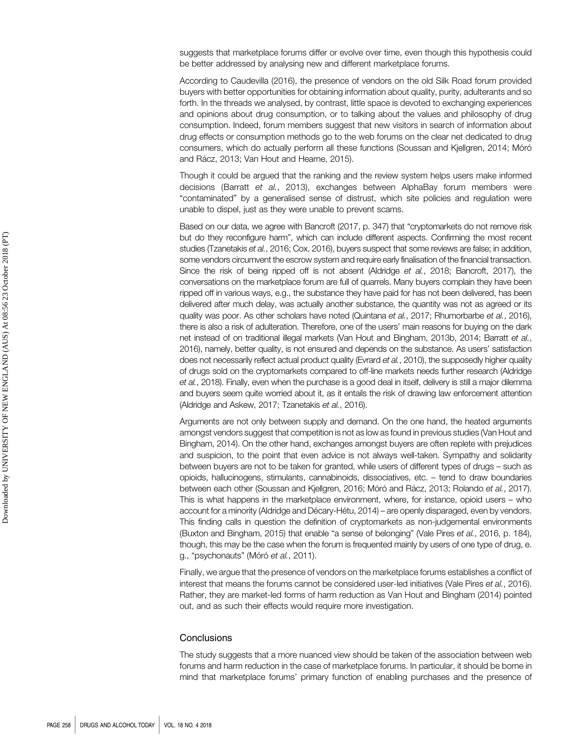suggests that marketplace forums differ or evolve over time, even though this hypothesis could be better addressed by analysing new and different marketplace forums.

According to Caudevilla (2016), the presence of vendors on the old Silk Road forum provided buyers with better opportunities for obtaining information about quality, purity, adulterants and so forth. In the threads we analysed, by contrast, little space is devoted to exchanging experiences and opinions about drug consumption, or to talking about the values and philosophy of drug consumption. Indeed, forum members suggest that new visitors in search of information about drug effects or consumption methods go to the web forums on the clear net dedicated to drug consumers, which do actually perform all these functions (Soussan and Kjellgren, 2014; Móró and Rácz, 2013; Van Hout and Hearne, 2015).

Though it could be argued that the ranking and the review system helps users make informed decisions (Barratt *et al.*, 2013), exchanges between AlphaBay forum members were "contaminated" by a generalised sense of distrust, which site policies and regulation were unable to dispel, just as they were unable to prevent scams.

Based on our data, we agree with Bancroft (2017, p. 347) that "cryptomarkets do not remove risk but do they reconfigure harm", which can include different aspects. Confirming the most recent studies (Tzanetakis *et al.*, 2016; Cox, 2016), buyers suspect that some reviews are false; in addition, some vendors circumvent the escrow system and require early finalisation of the financial transaction. Since the risk of being ripped off is not absent (Aldridge *et al.*, 2018; Bancroft, 2017), the conversations on the marketplace forum are full of quarrels. Many buyers complain they have been ripped off in various ways, e.g., the substance they have paid for has not been delivered, has been delivered after much delay, was actually another substance, the quantity was not as agreed or its quality was poor. As other scholars have noted (Quintana *et al.*, 2017; Rhumorbarbe *et al.*, 2016), there is also a risk of adulteration. Therefore, one of the users' main reasons for buying on the dark net instead of on traditional illegal markets (Van Hout and Bingham, 2013b, 2014; Barratt *et al.*, 2016), namely, better quality, is not ensured and depends on the substance. As users' satisfaction does not necessarily reflect actual product quality (Evrard *et al.*, 2010), the supposedly higher quality of drugs sold on the cryptomarkets compared to off-line markets needs further research (Aldridge *et al.*, 2018). Finally, even when the purchase is a good deal in itself, delivery is still a major dilemma and buyers seem quite worried about it, as it entails the risk of drawing law enforcement attention (Aldridge and Askew, 2017; Tzanetakis *et al.*, 2016).

Arguments are not only between supply and demand. On the one hand, the heated arguments amongst vendors suggest that competition is not as low as found in previous studies (Van Hout and Bingham, 2014). On the other hand, exchanges amongst buyers are often replete with prejudices and suspicion, to the point that even advice is not always well-taken. Sympathy and solidarity between buyers are not to be taken for granted, while users of different types of drugs – such as opioids, hallucinogens, stimulants, cannabinoids, dissociatives, etc. – tend to draw boundaries between each other (Soussan and Kjellgren, 2016; Móró and Rácz, 2013; Rolando *et al.*, 2017). This is what happens in the marketplace environment, where, for instance, opioid users – who account for a minority (Aldridge and Décary-Hétu, 2014) – are openly disparaged, even by vendors. This finding calls in question the definition of cryptomarkets as non-judgemental environments (Buxton and Bingham, 2015) that enable "a sense of belonging" (Vale Pires *et al.*, 2016, p. 184), though, this may be the case when the forum is frequented mainly by users of one type of drug, e.g., "psychonauts" (Móró *et al.*, 2011).

Finally, we argue that the presence of vendors on the marketplace forums establishes a conflict of interest that means the forums cannot be considered user-led initiatives (Vale Pires *et al.*, 2016). Rather, they are market-led forms of harm reduction as Van Hout and Bingham (2014) pointed out, and as such their effects would require more investigation.

## Conclusions

The study suggests that a more nuanced view should be taken of the association between web forums and harm reduction in the case of marketplace forums. In particular, it should be borne in mind that marketplace forums' primary function of enabling purchases and the presence of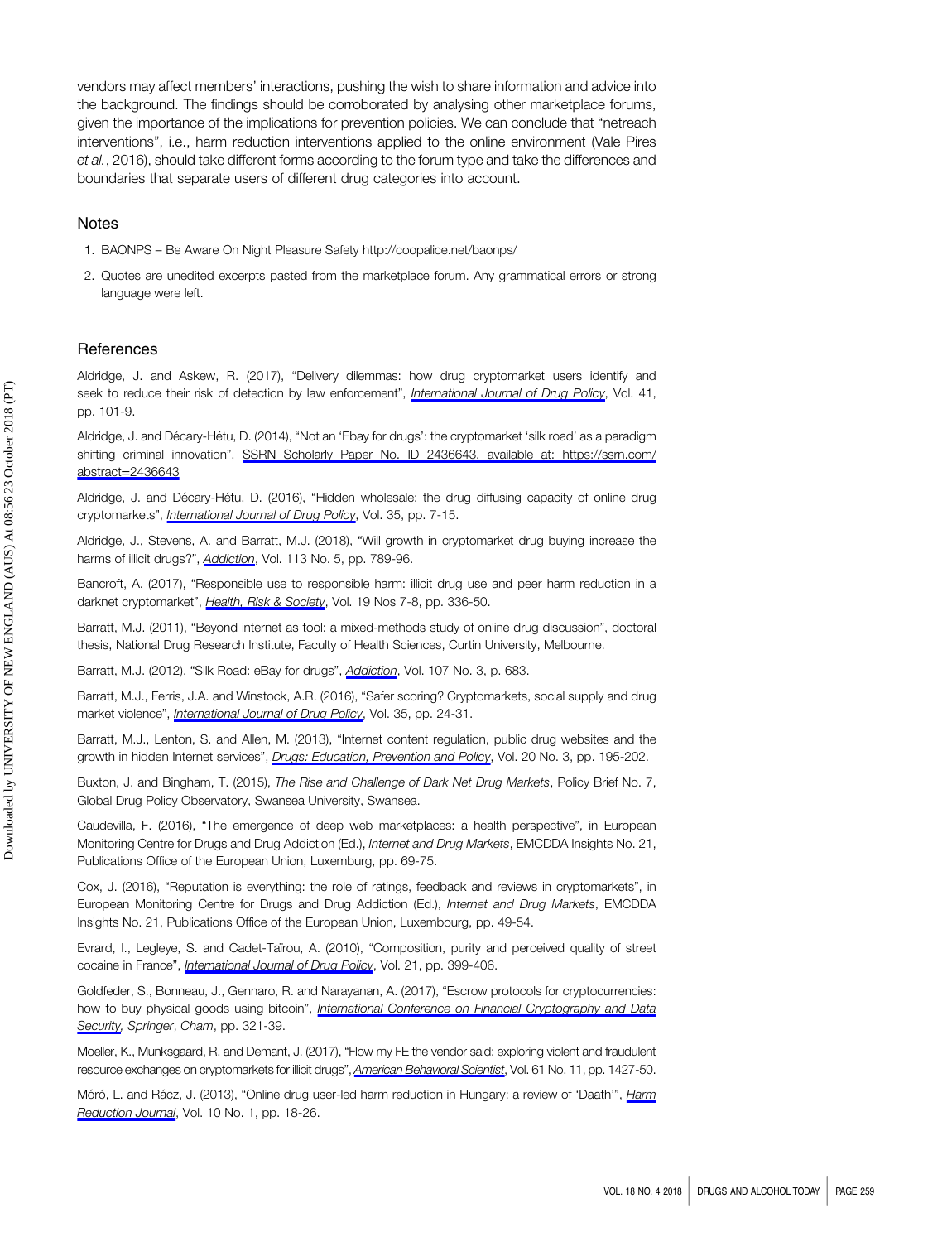vendors may affect members' interactions, pushing the wish to share information and advice into the background. The findings should be corroborated by analysing other marketplace forums, given the importance of the implications for prevention policies. We can conclude that "netreach interventions", i.e., harm reduction interventions applied to the online environment (Vale Pires *et al.*, 2016), should take different forms according to the forum type and take the differences and boundaries that separate users of different drug categories into account.

## Notes

1. BAONPS – Be Aware On Night Pleasure Safety http://coopalice.net/baonps/
2. Quotes are unedited excerpts pasted from the marketplace forum. Any grammatical errors or strong language were left.

## References

Aldridge, J. and Askew, R. (2017), "Delivery dilemmas: how drug cryptomarket users identify and seek to reduce their risk of detection by law enforcement", *International Journal of Drug Policy*, Vol. 41, pp. 101-9.

Aldridge, J. and Décary-Hétu, D. (2014), "Not an 'Ebay for drugs': the cryptomarket 'silk road' as a paradigm shifting criminal innovation", SSRN Scholarly Paper No. ID 2436643, available at: https://ssrn.com/abstract=2436643

Aldridge, J. and Décary-Hétu, D. (2016), "Hidden wholesale: the drug diffusing capacity of online drug cryptomarkets", *International Journal of Drug Policy*, Vol. 35, pp. 7-15.

Aldridge, J., Stevens, A. and Barratt, M.J. (2018), "Will growth in cryptomarket drug buying increase the harms of illicit drugs?", *Addiction*, Vol. 113 No. 5, pp. 789-96.

Bancroft, A. (2017), "Responsible use to responsible harm: illicit drug use and peer harm reduction in a darknet cryptomarket", *Health, Risk & Society*, Vol. 19 Nos 7-8, pp. 336-50.

Barratt, M.J. (2011), "Beyond internet as tool: a mixed-methods study of online drug discussion", doctoral thesis, National Drug Research Institute, Faculty of Health Sciences, Curtin University, Melbourne.

Barratt, M.J. (2012), "Silk Road: eBay for drugs", *Addiction*, Vol. 107 No. 3, p. 683.

Barratt, M.J., Ferris, J.A. and Winstock, A.R. (2016), "Safer scoring? Cryptomarkets, social supply and drug market violence", *International Journal of Drug Policy*, Vol. 35, pp. 24-31.

Barratt, M.J., Lenton, S. and Allen, M. (2013), "Internet content regulation, public drug websites and the growth in hidden Internet services", *Drugs: Education, Prevention and Policy*, Vol. 20 No. 3, pp. 195-202.

Buxton, J. and Bingham, T. (2015), *The Rise and Challenge of Dark Net Drug Markets*, Policy Brief No. 7, Global Drug Policy Observatory, Swansea University, Swansea.

Caudevilla, F. (2016), "The emergence of deep web marketplaces: a health perspective", in European Monitoring Centre for Drugs and Drug Addiction (Ed.), *Internet and Drug Markets*, EMCDDA Insights No. 21, Publications Office of the European Union, Luxemburg, pp. 69-75.

Cox, J. (2016), "Reputation is everything: the role of ratings, feedback and reviews in cryptomarkets", in European Monitoring Centre for Drugs and Drug Addiction (Ed.), *Internet and Drug Markets*, EMCDDA Insights No. 21, Publications Office of the European Union, Luxembourg, pp. 49-54.

Evrard, I., Legleye, S. and Cadet-Taïrou, A. (2010), "Composition, purity and perceived quality of street cocaine in France", *International Journal of Drug Policy*, Vol. 21, pp. 399-406.

Goldfeder, S., Bonneau, J., Gennaro, R. and Narayanan, A. (2017), "Escrow protocols for cryptocurrencies: how to buy physical goods using bitcoin", *International Conference on Financial Cryptography and Data Security, Springer*, *Cham*, pp. 321-39.

Moeller, K., Munksgaard, R. and Demant, J. (2017), "Flow my FE the vendor said: exploring violent and fraudulent resource exchanges on cryptomarkets for illicit drugs", *American Behavioral Scientist*, Vol. 61 No. 11, pp. 1427-50.

Móró, L. and Rácz, J. (2013), "Online drug user-led harm reduction in Hungary: a review of 'Daath'", *Harm Reduction Journal*, Vol. 10 No. 1, pp. 18-26.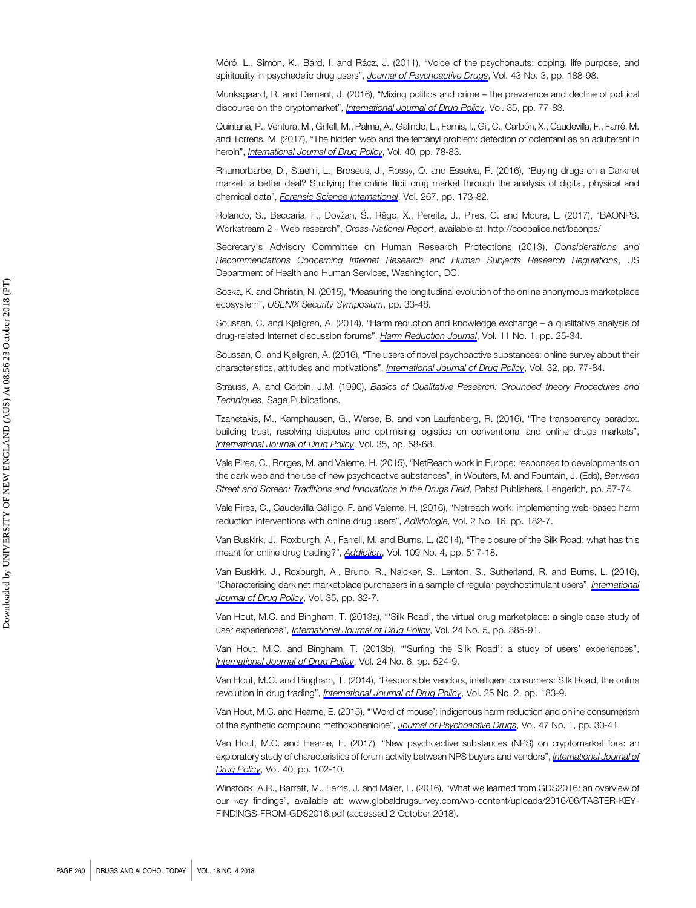Móró, L., Simon, K., Bárd, I. and Rácz, J. (2011), "Voice of the psychonauts: coping, life purpose, and spirituality in psychedelic drug users", *Journal of Psychoactive Drugs*, Vol. 43 No. 3, pp. 188-98.

Munksgaard, R. and Demant, J. (2016), "Mixing politics and crime – the prevalence and decline of political discourse on the cryptomarket", *International Journal of Drug Policy*, Vol. 35, pp. 77-83.

Quintana, P., Ventura, M., Grifell, M., Palma, A., Galindo, L., Fornis, I., Gil, C., Carbón, X., Caudevilla, F., Farré, M. and Torrens, M. (2017), "The hidden web and the fentanyl problem: detection of ocfentanil as an adulterant in heroin", *International Journal of Drug Policy*, Vol. 40, pp. 78-83.

Rhumorbarbe, D., Staehli, L., Broseus, J., Rossy, Q. and Esseiva, P. (2016), "Buying drugs on a Darknet market: a better deal? Studying the online illicit drug market through the analysis of digital, physical and chemical data", *Forensic Science International*, Vol. 267, pp. 173-82.

Rolando, S., Beccaria, F., Dovžan, Š., Rêgo, X., Pereita, J., Pires, C. and Moura, L. (2017), "BAONPS. Workstream 2 - Web research", *Cross-National Report*, available at: http://coopalice.net/baonps/

Secretary's Advisory Committee on Human Research Protections (2013), *Considerations and Recommendations Concerning Internet Research and Human Subjects Research Regulations*, US Department of Health and Human Services, Washington, DC.

Soska, K. and Christin, N. (2015), "Measuring the longitudinal evolution of the online anonymous marketplace ecosystem", *USENIX Security Symposium*, pp. 33-48.

Soussan, C. and Kjellgren, A. (2014), "Harm reduction and knowledge exchange – a qualitative analysis of drug-related Internet discussion forums", *Harm Reduction Journal*, Vol. 11 No. 1, pp. 25-34.

Soussan, C. and Kjellgren, A. (2016), "The users of novel psychoactive substances: online survey about their characteristics, attitudes and motivations", *International Journal of Drug Policy*, Vol. 32, pp. 77-84.

Strauss, A. and Corbin, J.M. (1990), *Basics of Qualitative Research: Grounded theory Procedures and Techniques*, Sage Publications.

Tzanetakis, M., Kamphausen, G., Werse, B. and von Laufenberg, R. (2016), "The transparency paradox. building trust, resolving disputes and optimising logistics on conventional and online drugs markets", *International Journal of Drug Policy*, Vol. 35, pp. 58-68.

Vale Pires, C., Borges, M. and Valente, H. (2015), "NetReach work in Europe: responses to developments on the dark web and the use of new psychoactive substances", in Wouters, M. and Fountain, J. (Eds), *Between Street and Screen: Traditions and Innovations in the Drugs Field*, Pabst Publishers, Lengerich, pp. 57-74.

Vale Pires, C., Caudevilla Gálligo, F. and Valente, H. (2016), "Netreach work: implementing web-based harm reduction interventions with online drug users", *Adiktologie*, Vol. 2 No. 16, pp. 182-7.

Van Buskirk, J., Roxburgh, A., Farrell, M. and Burns, L. (2014), "The closure of the Silk Road: what has this meant for online drug trading?", *Addiction*, Vol. 109 No. 4, pp. 517-18.

Van Buskirk, J., Roxburgh, A., Bruno, R., Naicker, S., Lenton, S., Sutherland, R. and Burns, L. (2016), "Characterising dark net marketplace purchasers in a sample of regular psychostimulant users", *International Journal of Drug Policy*, Vol. 35, pp. 32-7.

Van Hout, M.C. and Bingham, T. (2013a), "'Silk Road', the virtual drug marketplace: a single case study of user experiences", *International Journal of Drug Policy*, Vol. 24 No. 5, pp. 385-91.

Van Hout, M.C. and Bingham, T. (2013b), "'Surfing the Silk Road': a study of users' experiences", *International Journal of Drug Policy*, Vol. 24 No. 6, pp. 524-9.

Van Hout, M.C. and Bingham, T. (2014), "Responsible vendors, intelligent consumers: Silk Road, the online revolution in drug trading", *International Journal of Drug Policy*, Vol. 25 No. 2, pp. 183-9.

Van Hout, M.C. and Hearne, E. (2015), "'Word of mouse': indigenous harm reduction and online consumerism of the synthetic compound methoxphenidine", *Journal of Psychoactive Drugs*, Vol. 47 No. 1, pp. 30-41.

Van Hout, M.C. and Hearne, E. (2017), "New psychoactive substances (NPS) on cryptomarket fora: an exploratory study of characteristics of forum activity between NPS buyers and vendors", *International Journal of Drug Policy*, Vol. 40, pp. 102-10.

Winstock, A.R., Barratt, M., Ferris, J. and Maier, L. (2016), "What we learned from GDS2016: an overview of our key findings", available at: www.globaldrugsurvey.com/wp-content/uploads/2016/06/TASTER-KEY-FINDINGS-FROM-GDS2016.pdf (accessed 2 October 2018).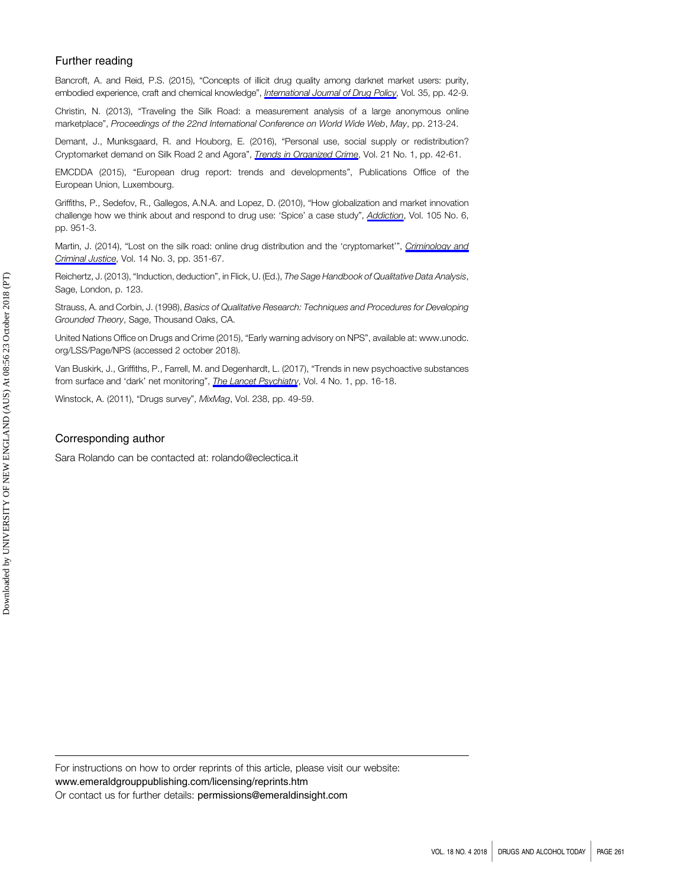## Further reading

Bancroft, A. and Reid, P.S. (2015), "Concepts of illicit drug quality among darknet market users: purity, embodied experience, craft and chemical knowledge", *International Journal of Drug Policy*, Vol. 35, pp. 42-9.

Christin, N. (2013), "Traveling the Silk Road: a measurement analysis of a large anonymous online marketplace", *Proceedings of the 22nd International Conference on World Wide Web*, *May*, pp. 213-24.

Demant, J., Munksgaard, R. and Houborg, E. (2016), "Personal use, social supply or redistribution? Cryptomarket demand on Silk Road 2 and Agora", *Trends in Organized Crime*, Vol. 21 No. 1, pp. 42-61.

EMCDDA (2015), "European drug report: trends and developments", Publications Office of the European Union, Luxembourg.

Griffiths, P., Sedefov, R., Gallegos, A.N.A. and Lopez, D. (2010), "How globalization and market innovation challenge how we think about and respond to drug use: 'Spice' a case study", *Addiction*, Vol. 105 No. 6, pp. 951-3.

Martin, J. (2014), "Lost on the silk road: online drug distribution and the 'cryptomarket'", *Criminology and Criminal Justice*, Vol. 14 No. 3, pp. 351-67.

Reichertz, J. (2013), "Induction, deduction", in Flick, U. (Ed.), *The Sage Handbook of Qualitative Data Analysis*, Sage, London, p. 123.

Strauss, A. and Corbin, J. (1998), *Basics of Qualitative Research: Techniques and Procedures for Developing Grounded Theory*, Sage, Thousand Oaks, CA.

United Nations Office on Drugs and Crime (2015), "Early warning advisory on NPS", available at: www.unodc.org/LSS/Page/NPS (accessed 2 october 2018).

Van Buskirk, J., Griffiths, P., Farrell, M. and Degenhardt, L. (2017), "Trends in new psychoactive substances from surface and 'dark' net monitoring", *The Lancet Psychiatry*, Vol. 4 No. 1, pp. 16-18.

Winstock, A. (2011), "Drugs survey", *MixMag*, Vol. 238, pp. 49-59.

## Corresponding author

Sara Rolando can be contacted at: rolando@eclectica.it

For instructions on how to order reprints of this article, please visit our website:
www.emeraldgrouppublishing.com/licensing/reprints.htm
Or contact us for further details: permissions@emeraldinsight.com